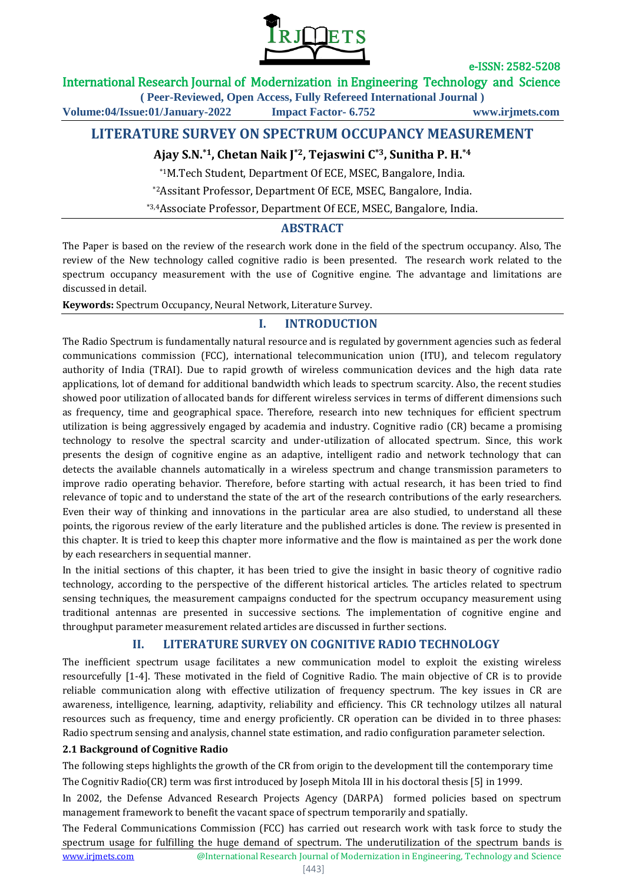# LITERATURE SURVEY ON SPECTRUM OCCUPANCY MEASUREMENT

**Ajay S.N.*[1], Chetan Naik J*[2], Tejaswini C*[3], Sunitha P. H.*[4]**

*[1]M.Tech Student, Department Of ECE, MSEC, Bangalore, India.

*[2]Assitant Professor, Department Of ECE, MSEC, Bangalore, India.

*[3,4]Associate Professor, Department Of ECE, MSEC, Bangalore, India.

## ABSTRACT

The Paper is based on the review of the research work done in the field of the spectrum occupancy. Also, The review of the New technology called cognitive radio is been presented. The research work related to the spectrum occupancy measurement with the use of Cognitive engine. The advantage and limitations are discussed in detail.

**Keywords:** Spectrum Occupancy, Neural Network, Literature Survey.

## I. INTRODUCTION

The Radio Spectrum is fundamentally natural resource and is regulated by government agencies such as federal communications commission (FCC), international telecommunication union (ITU), and telecom regulatory authority of India (TRAI). Due to rapid growth of wireless communication devices and the high data rate applications, lot of demand for additional bandwidth which leads to spectrum scarcity. Also, the recent studies showed poor utilization of allocated bands for different wireless services in terms of different dimensions such as frequency, time and geographical space. Therefore, research into new techniques for efficient spectrum utilization is being aggressively engaged by academia and industry. Cognitive radio (CR) became a promising technology to resolve the spectral scarcity and under-utilization of allocated spectrum. Since, this work presents the design of cognitive engine as an adaptive, intelligent radio and network technology that can detects the available channels automatically in a wireless spectrum and change transmission parameters to improve radio operating behavior. Therefore, before starting with actual research, it has been tried to find relevance of topic and to understand the state of the art of the research contributions of the early researchers. Even their way of thinking and innovations in the particular area are also studied, to understand all these points, the rigorous review of the early literature and the published articles is done. The review is presented in this chapter. It is tried to keep this chapter more informative and the flow is maintained as per the work done by each researchers in sequential manner.

In the initial sections of this chapter, it has been tried to give the insight in basic theory of cognitive radio technology, according to the perspective of the different historical articles. The articles related to spectrum sensing techniques, the measurement campaigns conducted for the spectrum occupancy measurement using traditional antennas are presented in successive sections. The implementation of cognitive engine and throughput parameter measurement related articles are discussed in further sections.

## II. LITERATURE SURVEY ON COGNITIVE RADIO TECHNOLOGY

The inefficient spectrum usage facilitates a new communication model to exploit the existing wireless resourcefully [1-4]. These motivated in the field of Cognitive Radio. The main objective of CR is to provide reliable communication along with effective utilization of frequency spectrum. The key issues in CR are awareness, intelligence, learning, adaptivity, reliability and efficiency. This CR technology utilzes all natural resources such as frequency, time and energy proficiently. CR operation can be divided in to three phases: Radio spectrum sensing and analysis, channel state estimation, and radio configuration parameter selection.

### 2.1 Background of Cognitive Radio

The following steps highlights the growth of the CR from origin to the development till the contemporary time

The Cognitiv Radio(CR) term was first introduced by Joseph Mitola III in his doctoral thesis [5] in 1999.

In 2002, the Defense Advanced Research Projects Agency (DARPA) formed policies based on spectrum management framework to benefit the vacant space of spectrum temporarily and spatially.

The Federal Communications Commission (FCC) has carried out research work with task force to study the spectrum usage for fulfilling the huge demand of spectrum. The underutilization of the spectrum bands is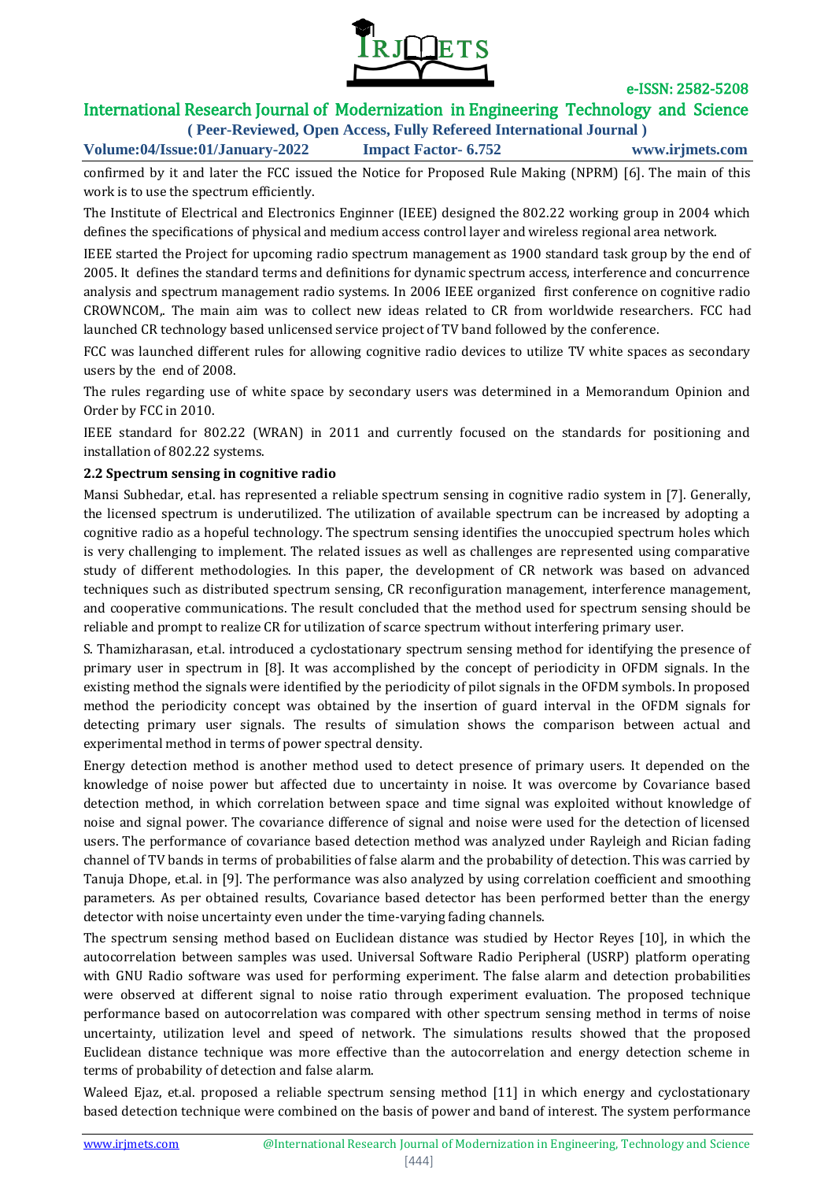confirmed by it and later the FCC issued the Notice for Proposed Rule Making (NPRM) [6]. The main of this work is to use the spectrum efficiently.

The Institute of Electrical and Electronics Enginner (IEEE) designed the 802.22 working group in 2004 which defines the specifications of physical and medium access control layer and wireless regional area network.

IEEE started the Project for upcoming radio spectrum management as 1900 standard task group by the end of 2005. It defines the standard terms and definitions for dynamic spectrum access, interference and concurrence analysis and spectrum management radio systems. In 2006 IEEE organized first conference on cognitive radio CROWNCOM,. The main aim was to collect new ideas related to CR from worldwide researchers. FCC had launched CR technology based unlicensed service project of TV band followed by the conference.

FCC was launched different rules for allowing cognitive radio devices to utilize TV white spaces as secondary users by the end of 2008.

The rules regarding use of white space by secondary users was determined in a Memorandum Opinion and Order by FCC in 2010.

IEEE standard for 802.22 (WRAN) in 2011 and currently focused on the standards for positioning and installation of 802.22 systems.

### 2.2 Spectrum sensing in cognitive radio

Mansi Subhedar, et.al. has represented a reliable spectrum sensing in cognitive radio system in [7]. Generally, the licensed spectrum is underutilized. The utilization of available spectrum can be increased by adopting a cognitive radio as a hopeful technology. The spectrum sensing identifies the unoccupied spectrum holes which is very challenging to implement. The related issues as well as challenges are represented using comparative study of different methodologies. In this paper, the development of CR network was based on advanced techniques such as distributed spectrum sensing, CR reconfiguration management, interference management, and cooperative communications. The result concluded that the method used for spectrum sensing should be reliable and prompt to realize CR for utilization of scarce spectrum without interfering primary user.

S. Thamizharasan, et.al. introduced a cyclostationary spectrum sensing method for identifying the presence of primary user in spectrum in [8]. It was accomplished by the concept of periodicity in OFDM signals. In the existing method the signals were identified by the periodicity of pilot signals in the OFDM symbols. In proposed method the periodicity concept was obtained by the insertion of guard interval in the OFDM signals for detecting primary user signals. The results of simulation shows the comparison between actual and experimental method in terms of power spectral density.

Energy detection method is another method used to detect presence of primary users. It depended on the knowledge of noise power but affected due to uncertainty in noise. It was overcome by Covariance based detection method, in which correlation between space and time signal was exploited without knowledge of noise and signal power. The covariance difference of signal and noise were used for the detection of licensed users. The performance of covariance based detection method was analyzed under Rayleigh and Rician fading channel of TV bands in terms of probabilities of false alarm and the probability of detection. This was carried by Tanuja Dhope, et.al. in [9]. The performance was also analyzed by using correlation coefficient and smoothing parameters. As per obtained results, Covariance based detector has been performed better than the energy detector with noise uncertainty even under the time-varying fading channels.

The spectrum sensing method based on Euclidean distance was studied by Hector Reyes [10], in which the autocorrelation between samples was used. Universal Software Radio Peripheral (USRP) platform operating with GNU Radio software was used for performing experiment. The false alarm and detection probabilities were observed at different signal to noise ratio through experiment evaluation. The proposed technique performance based on autocorrelation was compared with other spectrum sensing method in terms of noise uncertainty, utilization level and speed of network. The simulations results showed that the proposed Euclidean distance technique was more effective than the autocorrelation and energy detection scheme in terms of probability of detection and false alarm.

Waleed Ejaz, et.al. proposed a reliable spectrum sensing method [11] in which energy and cyclostationary based detection technique were combined on the basis of power and band of interest. The system performance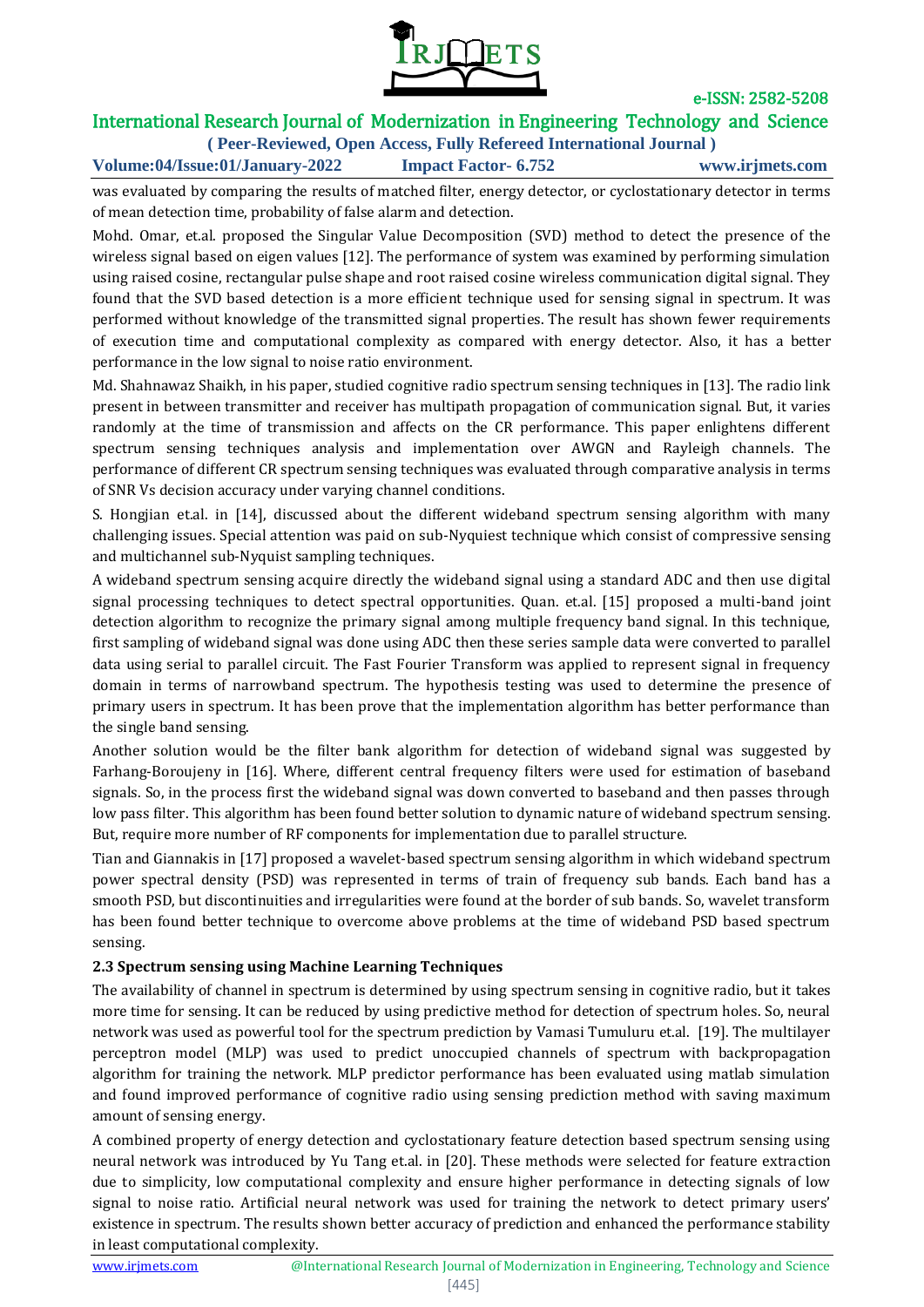was evaluated by comparing the results of matched filter, energy detector, or cyclostationary detector in terms of mean detection time, probability of false alarm and detection.

Mohd. Omar, et.al. proposed the Singular Value Decomposition (SVD) method to detect the presence of the wireless signal based on eigen values [12]. The performance of system was examined by performing simulation using raised cosine, rectangular pulse shape and root raised cosine wireless communication digital signal. They found that the SVD based detection is a more efficient technique used for sensing signal in spectrum. It was performed without knowledge of the transmitted signal properties. The result has shown fewer requirements of execution time and computational complexity as compared with energy detector. Also, it has a better performance in the low signal to noise ratio environment.

Md. Shahnawaz Shaikh, in his paper, studied cognitive radio spectrum sensing techniques in [13]. The radio link present in between transmitter and receiver has multipath propagation of communication signal. But, it varies randomly at the time of transmission and affects on the CR performance. This paper enlightens different spectrum sensing techniques analysis and implementation over AWGN and Rayleigh channels. The performance of different CR spectrum sensing techniques was evaluated through comparative analysis in terms of SNR Vs decision accuracy under varying channel conditions.

S. Hongjian et.al. in [14], discussed about the different wideband spectrum sensing algorithm with many challenging issues. Special attention was paid on sub-Nyquiest technique which consist of compressive sensing and multichannel sub-Nyquist sampling techniques.

A wideband spectrum sensing acquire directly the wideband signal using a standard ADC and then use digital signal processing techniques to detect spectral opportunities. Quan. et.al. [15] proposed a multi-band joint detection algorithm to recognize the primary signal among multiple frequency band signal. In this technique, first sampling of wideband signal was done using ADC then these series sample data were converted to parallel data using serial to parallel circuit. The Fast Fourier Transform was applied to represent signal in frequency domain in terms of narrowband spectrum. The hypothesis testing was used to determine the presence of primary users in spectrum. It has been prove that the implementation algorithm has better performance than the single band sensing.

Another solution would be the filter bank algorithm for detection of wideband signal was suggested by Farhang-Boroujeny in [16]. Where, different central frequency filters were used for estimation of baseband signals. So, in the process first the wideband signal was down converted to baseband and then passes through low pass filter. This algorithm has been found better solution to dynamic nature of wideband spectrum sensing. But, require more number of RF components for implementation due to parallel structure.

Tian and Giannakis in [17] proposed a wavelet-based spectrum sensing algorithm in which wideband spectrum power spectral density (PSD) was represented in terms of train of frequency sub bands. Each band has a smooth PSD, but discontinuities and irregularities were found at the border of sub bands. So, wavelet transform has been found better technique to overcome above problems at the time of wideband PSD based spectrum sensing.

### 2.3 Spectrum sensing using Machine Learning Techniques

The availability of channel in spectrum is determined by using spectrum sensing in cognitive radio, but it takes more time for sensing. It can be reduced by using predictive method for detection of spectrum holes. So, neural network was used as powerful tool for the spectrum prediction by Vamasi Tumuluru et.al. [19]. The multilayer perceptron model (MLP) was used to predict unoccupied channels of spectrum with backpropagation algorithm for training the network. MLP predictor performance has been evaluated using matlab simulation and found improved performance of cognitive radio using sensing prediction method with saving maximum amount of sensing energy.

A combined property of energy detection and cyclostationary feature detection based spectrum sensing using neural network was introduced by Yu Tang et.al. in [20]. These methods were selected for feature extraction due to simplicity, low computational complexity and ensure higher performance in detecting signals of low signal to noise ratio. Artificial neural network was used for training the network to detect primary users' existence in spectrum. The results shown better accuracy of prediction and enhanced the performance stability in least computational complexity.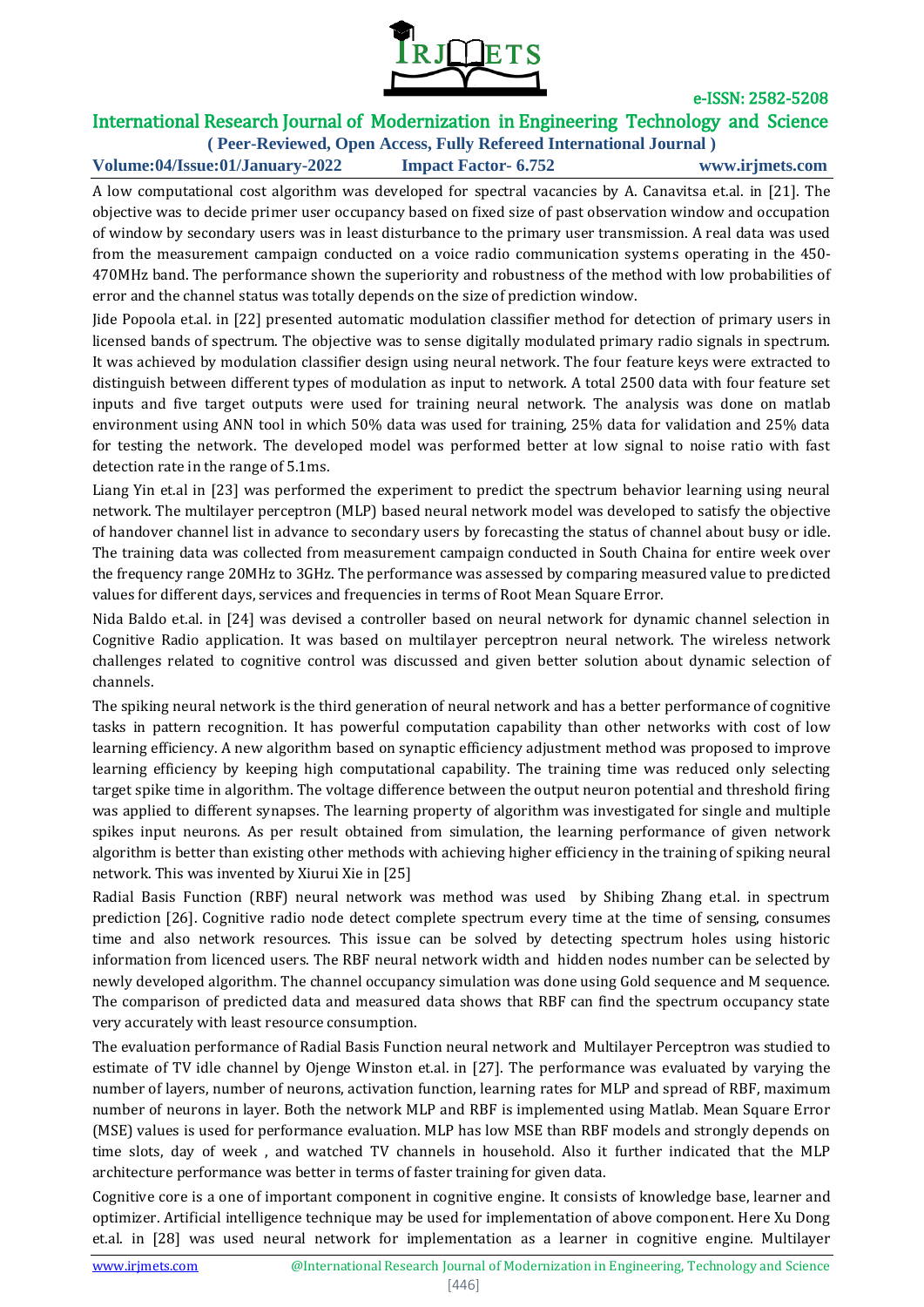A low computational cost algorithm was developed for spectral vacancies by A. Canavitsa et.al. in [21]. The objective was to decide primer user occupancy based on fixed size of past observation window and occupation of window by secondary users was in least disturbance to the primary user transmission. A real data was used from the measurement campaign conducted on a voice radio communication systems operating in the 450-470MHz band. The performance shown the superiority and robustness of the method with low probabilities of error and the channel status was totally depends on the size of prediction window.

Jide Popoola et.al. in [22] presented automatic modulation classifier method for detection of primary users in licensed bands of spectrum. The objective was to sense digitally modulated primary radio signals in spectrum. It was achieved by modulation classifier design using neural network. The four feature keys were extracted to distinguish between different types of modulation as input to network. A total 2500 data with four feature set inputs and five target outputs were used for training neural network. The analysis was done on matlab environment using ANN tool in which 50% data was used for training, 25% data for validation and 25% data for testing the network. The developed model was performed better at low signal to noise ratio with fast detection rate in the range of 5.1ms.

Liang Yin et.al in [23] was performed the experiment to predict the spectrum behavior learning using neural network. The multilayer perceptron (MLP) based neural network model was developed to satisfy the objective of handover channel list in advance to secondary users by forecasting the status of channel about busy or idle. The training data was collected from measurement campaign conducted in South Chaina for entire week over the frequency range 20MHz to 3GHz. The performance was assessed by comparing measured value to predicted values for different days, services and frequencies in terms of Root Mean Square Error.

Nida Baldo et.al. in [24] was devised a controller based on neural network for dynamic channel selection in Cognitive Radio application. It was based on multilayer perceptron neural network. The wireless network challenges related to cognitive control was discussed and given better solution about dynamic selection of channels.

The spiking neural network is the third generation of neural network and has a better performance of cognitive tasks in pattern recognition. It has powerful computation capability than other networks with cost of low learning efficiency. A new algorithm based on synaptic efficiency adjustment method was proposed to improve learning efficiency by keeping high computational capability. The training time was reduced only selecting target spike time in algorithm. The voltage difference between the output neuron potential and threshold firing was applied to different synapses. The learning property of algorithm was investigated for single and multiple spikes input neurons. As per result obtained from simulation, the learning performance of given network algorithm is better than existing other methods with achieving higher efficiency in the training of spiking neural network. This was invented by Xiurui Xie in [25]

Radial Basis Function (RBF) neural network was method was used by Shibing Zhang et.al. in spectrum prediction [26]. Cognitive radio node detect complete spectrum every time at the time of sensing, consumes time and also network resources. This issue can be solved by detecting spectrum holes using historic information from licenced users. The RBF neural network width and hidden nodes number can be selected by newly developed algorithm. The channel occupancy simulation was done using Gold sequence and M sequence. The comparison of predicted data and measured data shows that RBF can find the spectrum occupancy state very accurately with least resource consumption.

The evaluation performance of Radial Basis Function neural network and Multilayer Perceptron was studied to estimate of TV idle channel by Ojenge Winston et.al. in [27]. The performance was evaluated by varying the number of layers, number of neurons, activation function, learning rates for MLP and spread of RBF, maximum number of neurons in layer. Both the network MLP and RBF is implemented using Matlab. Mean Square Error (MSE) values is used for performance evaluation. MLP has low MSE than RBF models and strongly depends on time slots, day of week , and watched TV channels in household. Also it further indicated that the MLP architecture performance was better in terms of faster training for given data.

Cognitive core is a one of important component in cognitive engine. It consists of knowledge base, learner and optimizer. Artificial intelligence technique may be used for implementation of above component. Here Xu Dong et.al. in [28] was used neural network for implementation as a learner in cognitive engine. Multilayer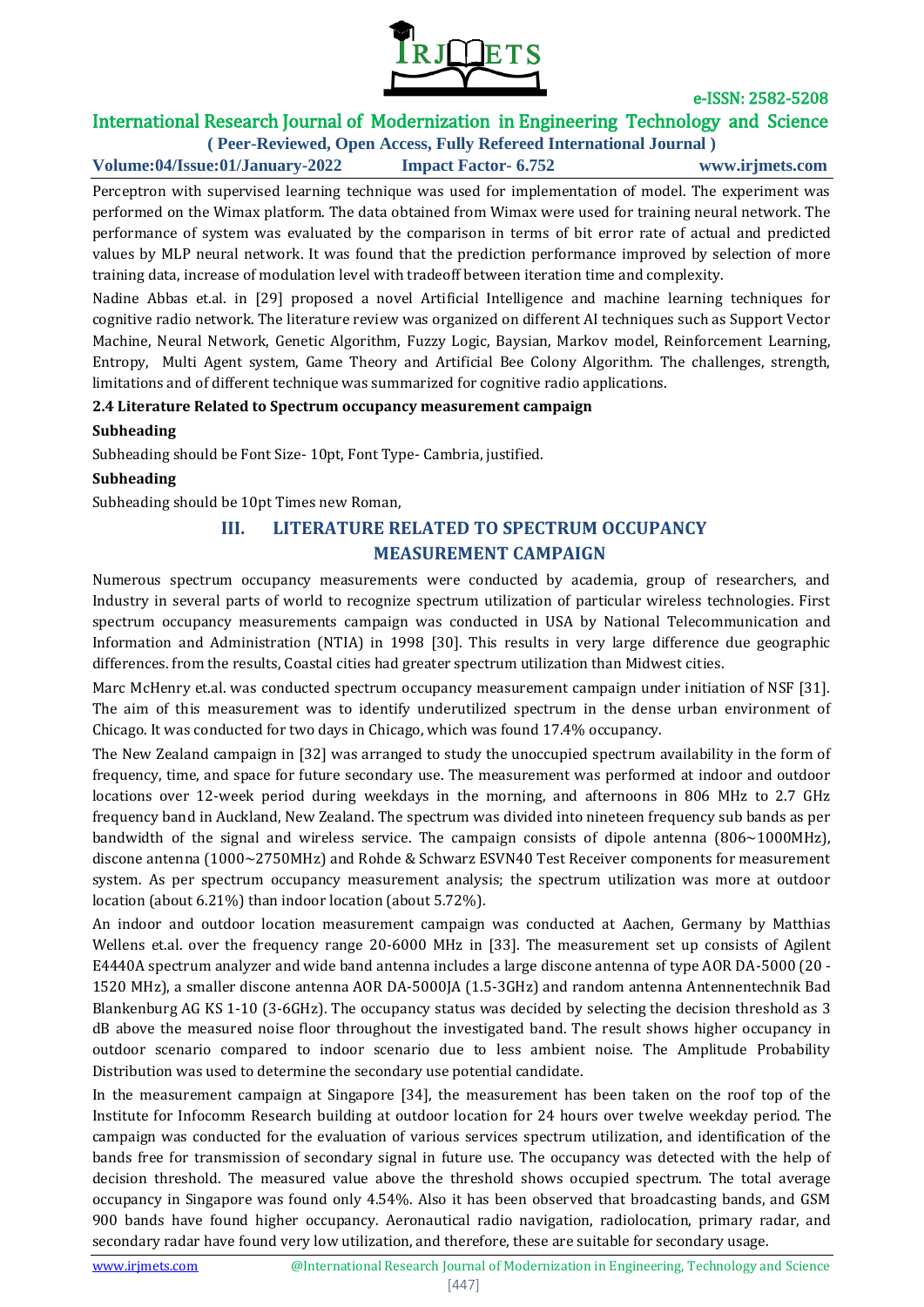Perceptron with supervised learning technique was used for implementation of model. The experiment was performed on the Wimax platform. The data obtained from Wimax were used for training neural network. The performance of system was evaluated by the comparison in terms of bit error rate of actual and predicted values by MLP neural network. It was found that the prediction performance improved by selection of more training data, increase of modulation level with tradeoff between iteration time and complexity.

Nadine Abbas et.al. in [29] proposed a novel Artificial Intelligence and machine learning techniques for cognitive radio network. The literature review was organized on different AI techniques such as Support Vector Machine, Neural Network, Genetic Algorithm, Fuzzy Logic, Baysian, Markov model, Reinforcement Learning, Entropy, Multi Agent system, Game Theory and Artificial Bee Colony Algorithm. The challenges, strength, limitations and of different technique was summarized for cognitive radio applications.

**2.4 Literature Related to Spectrum occupancy measurement campaign**

**Subheading**

Subheading should be Font Size- 10pt, Font Type- Cambria, justified.

**Subheading**

Subheading should be 10pt Times new Roman,

## III. LITERATURE RELATED TO SPECTRUM OCCUPANCY MEASUREMENT CAMPAIGN

Numerous spectrum occupancy measurements were conducted by academia, group of researchers, and Industry in several parts of world to recognize spectrum utilization of particular wireless technologies. First spectrum occupancy measurements campaign was conducted in USA by National Telecommunication and Information and Administration (NTIA) in 1998 [30]. This results in very large difference due geographic differences. from the results, Coastal cities had greater spectrum utilization than Midwest cities.

Marc McHenry et.al. was conducted spectrum occupancy measurement campaign under initiation of NSF [31]. The aim of this measurement was to identify underutilized spectrum in the dense urban environment of Chicago. It was conducted for two days in Chicago, which was found 17.4% occupancy.

The New Zealand campaign in [32] was arranged to study the unoccupied spectrum availability in the form of frequency, time, and space for future secondary use. The measurement was performed at indoor and outdoor locations over 12-week period during weekdays in the morning, and afternoons in 806 MHz to 2.7 GHz frequency band in Auckland, New Zealand. The spectrum was divided into nineteen frequency sub bands as per bandwidth of the signal and wireless service. The campaign consists of dipole antenna (806~1000MHz), discone antenna (1000~2750MHz) and Rohde & Schwarz ESVN40 Test Receiver components for measurement system. As per spectrum occupancy measurement analysis; the spectrum utilization was more at outdoor location (about 6.21%) than indoor location (about 5.72%).

An indoor and outdoor location measurement campaign was conducted at Aachen, Germany by Matthias Wellens et.al. over the frequency range 20-6000 MHz in [33]. The measurement set up consists of Agilent E4440A spectrum analyzer and wide band antenna includes a large discone antenna of type AOR DA-5000 (20 - 1520 MHz), a smaller discone antenna AOR DA-5000JA (1.5-3GHz) and random antenna Antennentechnik Bad Blankenburg AG KS 1-10 (3-6GHz). The occupancy status was decided by selecting the decision threshold as 3 dB above the measured noise floor throughout the investigated band. The result shows higher occupancy in outdoor scenario compared to indoor scenario due to less ambient noise. The Amplitude Probability Distribution was used to determine the secondary use potential candidate.

In the measurement campaign at Singapore [34], the measurement has been taken on the roof top of the Institute for Infocomm Research building at outdoor location for 24 hours over twelve weekday period. The campaign was conducted for the evaluation of various services spectrum utilization, and identification of the bands free for transmission of secondary signal in future use. The occupancy was detected with the help of decision threshold. The measured value above the threshold shows occupied spectrum. The total average occupancy in Singapore was found only 4.54%. Also it has been observed that broadcasting bands, and GSM 900 bands have found higher occupancy. Aeronautical radio navigation, radiolocation, primary radar, and secondary radar have found very low utilization, and therefore, these are suitable for secondary usage.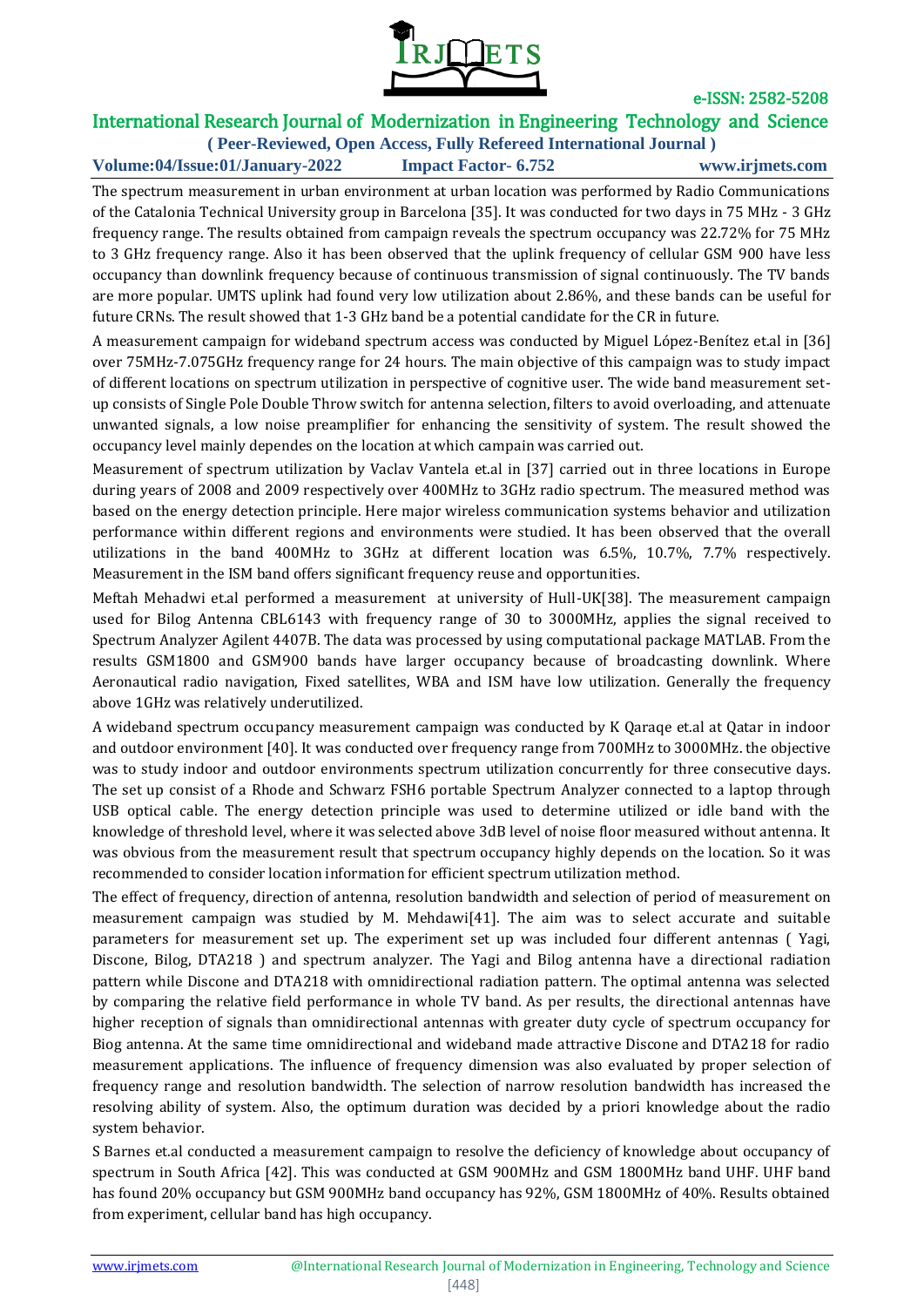The spectrum measurement in urban environment at urban location was performed by Radio Communications of the Catalonia Technical University group in Barcelona [35]. It was conducted for two days in 75 MHz - 3 GHz frequency range. The results obtained from campaign reveals the spectrum occupancy was 22.72% for 75 MHz to 3 GHz frequency range. Also it has been observed that the uplink frequency of cellular GSM 900 have less occupancy than downlink frequency because of continuous transmission of signal continuously. The TV bands are more popular. UMTS uplink had found very low utilization about 2.86%, and these bands can be useful for future CRNs. The result showed that 1-3 GHz band be a potential candidate for the CR in future.

A measurement campaign for wideband spectrum access was conducted by Miguel López-Benítez et.al in [36] over 75MHz-7.075GHz frequency range for 24 hours. The main objective of this campaign was to study impact of different locations on spectrum utilization in perspective of cognitive user. The wide band measurement set-up consists of Single Pole Double Throw switch for antenna selection, filters to avoid overloading, and attenuate unwanted signals, a low noise preamplifier for enhancing the sensitivity of system. The result showed the occupancy level mainly dependes on the location at which campain was carried out.

Measurement of spectrum utilization by Vaclav Vantela et.al in [37] carried out in three locations in Europe during years of 2008 and 2009 respectively over 400MHz to 3GHz radio spectrum. The measured method was based on the energy detection principle. Here major wireless communication systems behavior and utilization performance within different regions and environments were studied. It has been observed that the overall utilizations in the band 400MHz to 3GHz at different location was 6.5%, 10.7%, 7.7% respectively. Measurement in the ISM band offers significant frequency reuse and opportunities.

Meftah Mehadwi et.al performed a measurement at university of Hull-UK[38]. The measurement campaign used for Bilog Antenna CBL6143 with frequency range of 30 to 3000MHz, applies the signal received to Spectrum Analyzer Agilent 4407B. The data was processed by using computational package MATLAB. From the results GSM1800 and GSM900 bands have larger occupancy because of broadcasting downlink. Where Aeronautical radio navigation, Fixed satellites, WBA and ISM have low utilization. Generally the frequency above 1GHz was relatively underutilized.

A wideband spectrum occupancy measurement campaign was conducted by K Qaraqe et.al at Qatar in indoor and outdoor environment [40]. It was conducted over frequency range from 700MHz to 3000MHz. the objective was to study indoor and outdoor environments spectrum utilization concurrently for three consecutive days. The set up consist of a Rhode and Schwarz FSH6 portable Spectrum Analyzer connected to a laptop through USB optical cable. The energy detection principle was used to determine utilized or idle band with the knowledge of threshold level, where it was selected above 3dB level of noise floor measured without antenna. It was obvious from the measurement result that spectrum occupancy highly depends on the location. So it was recommended to consider location information for efficient spectrum utilization method.

The effect of frequency, direction of antenna, resolution bandwidth and selection of period of measurement on measurement campaign was studied by M. Mehdawi[41]. The aim was to select accurate and suitable parameters for measurement set up. The experiment set up was included four different antennas ( Yagi, Discone, Bilog, DTA218 ) and spectrum analyzer. The Yagi and Bilog antenna have a directional radiation pattern while Discone and DTA218 with omnidirectional radiation pattern. The optimal antenna was selected by comparing the relative field performance in whole TV band. As per results, the directional antennas have higher reception of signals than omnidirectional antennas with greater duty cycle of spectrum occupancy for Biog antenna. At the same time omnidirectional and wideband made attractive Discone and DTA218 for radio measurement applications. The influence of frequency dimension was also evaluated by proper selection of frequency range and resolution bandwidth. The selection of narrow resolution bandwidth has increased the resolving ability of system. Also, the optimum duration was decided by a priori knowledge about the radio system behavior.

S Barnes et.al conducted a measurement campaign to resolve the deficiency of knowledge about occupancy of spectrum in South Africa [42]. This was conducted at GSM 900MHz and GSM 1800MHz band UHF. UHF band has found 20% occupancy but GSM 900MHz band occupancy has 92%, GSM 1800MHz of 40%. Results obtained from experiment, cellular band has high occupancy.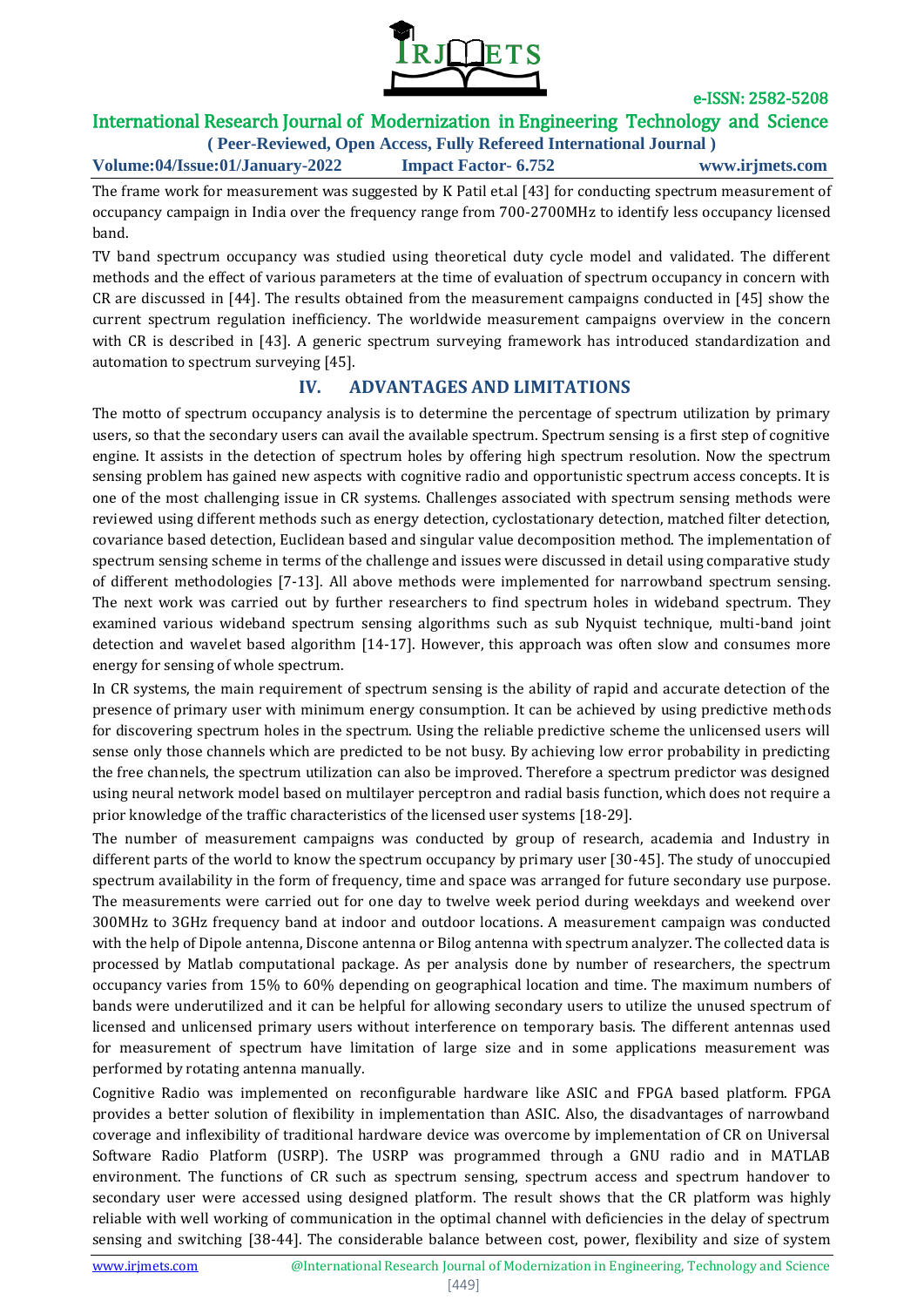The frame work for measurement was suggested by K Patil et.al [43] for conducting spectrum measurement of occupancy campaign in India over the frequency range from 700-2700MHz to identify less occupancy licensed band.

TV band spectrum occupancy was studied using theoretical duty cycle model and validated. The different methods and the effect of various parameters at the time of evaluation of spectrum occupancy in concern with CR are discussed in [44]. The results obtained from the measurement campaigns conducted in [45] show the current spectrum regulation inefficiency. The worldwide measurement campaigns overview in the concern with CR is described in [43]. A generic spectrum surveying framework has introduced standardization and automation to spectrum surveying [45].

## IV. ADVANTAGES AND LIMITATIONS

The motto of spectrum occupancy analysis is to determine the percentage of spectrum utilization by primary users, so that the secondary users can avail the available spectrum. Spectrum sensing is a first step of cognitive engine. It assists in the detection of spectrum holes by offering high spectrum resolution. Now the spectrum sensing problem has gained new aspects with cognitive radio and opportunistic spectrum access concepts. It is one of the most challenging issue in CR systems. Challenges associated with spectrum sensing methods were reviewed using different methods such as energy detection, cyclostationary detection, matched filter detection, covariance based detection, Euclidean based and singular value decomposition method. The implementation of spectrum sensing scheme in terms of the challenge and issues were discussed in detail using comparative study of different methodologies [7-13]. All above methods were implemented for narrowband spectrum sensing. The next work was carried out by further researchers to find spectrum holes in wideband spectrum. They examined various wideband spectrum sensing algorithms such as sub Nyquist technique, multi-band joint detection and wavelet based algorithm [14-17]. However, this approach was often slow and consumes more energy for sensing of whole spectrum.

In CR systems, the main requirement of spectrum sensing is the ability of rapid and accurate detection of the presence of primary user with minimum energy consumption. It can be achieved by using predictive methods for discovering spectrum holes in the spectrum. Using the reliable predictive scheme the unlicensed users will sense only those channels which are predicted to be not busy. By achieving low error probability in predicting the free channels, the spectrum utilization can also be improved. Therefore a spectrum predictor was designed using neural network model based on multilayer perceptron and radial basis function, which does not require a prior knowledge of the traffic characteristics of the licensed user systems [18-29].

The number of measurement campaigns was conducted by group of research, academia and Industry in different parts of the world to know the spectrum occupancy by primary user [30-45]. The study of unoccupied spectrum availability in the form of frequency, time and space was arranged for future secondary use purpose. The measurements were carried out for one day to twelve week period during weekdays and weekend over 300MHz to 3GHz frequency band at indoor and outdoor locations. A measurement campaign was conducted with the help of Dipole antenna, Discone antenna or Bilog antenna with spectrum analyzer. The collected data is processed by Matlab computational package. As per analysis done by number of researchers, the spectrum occupancy varies from 15% to 60% depending on geographical location and time. The maximum numbers of bands were underutilized and it can be helpful for allowing secondary users to utilize the unused spectrum of licensed and unlicensed primary users without interference on temporary basis. The different antennas used for measurement of spectrum have limitation of large size and in some applications measurement was performed by rotating antenna manually.

Cognitive Radio was implemented on reconfigurable hardware like ASIC and FPGA based platform. FPGA provides a better solution of flexibility in implementation than ASIC. Also, the disadvantages of narrowband coverage and inflexibility of traditional hardware device was overcome by implementation of CR on Universal Software Radio Platform (USRP). The USRP was programmed through a GNU radio and in MATLAB environment. The functions of CR such as spectrum sensing, spectrum access and spectrum handover to secondary user were accessed using designed platform. The result shows that the CR platform was highly reliable with well working of communication in the optimal channel with deficiencies in the delay of spectrum sensing and switching [38-44]. The considerable balance between cost, power, flexibility and size of system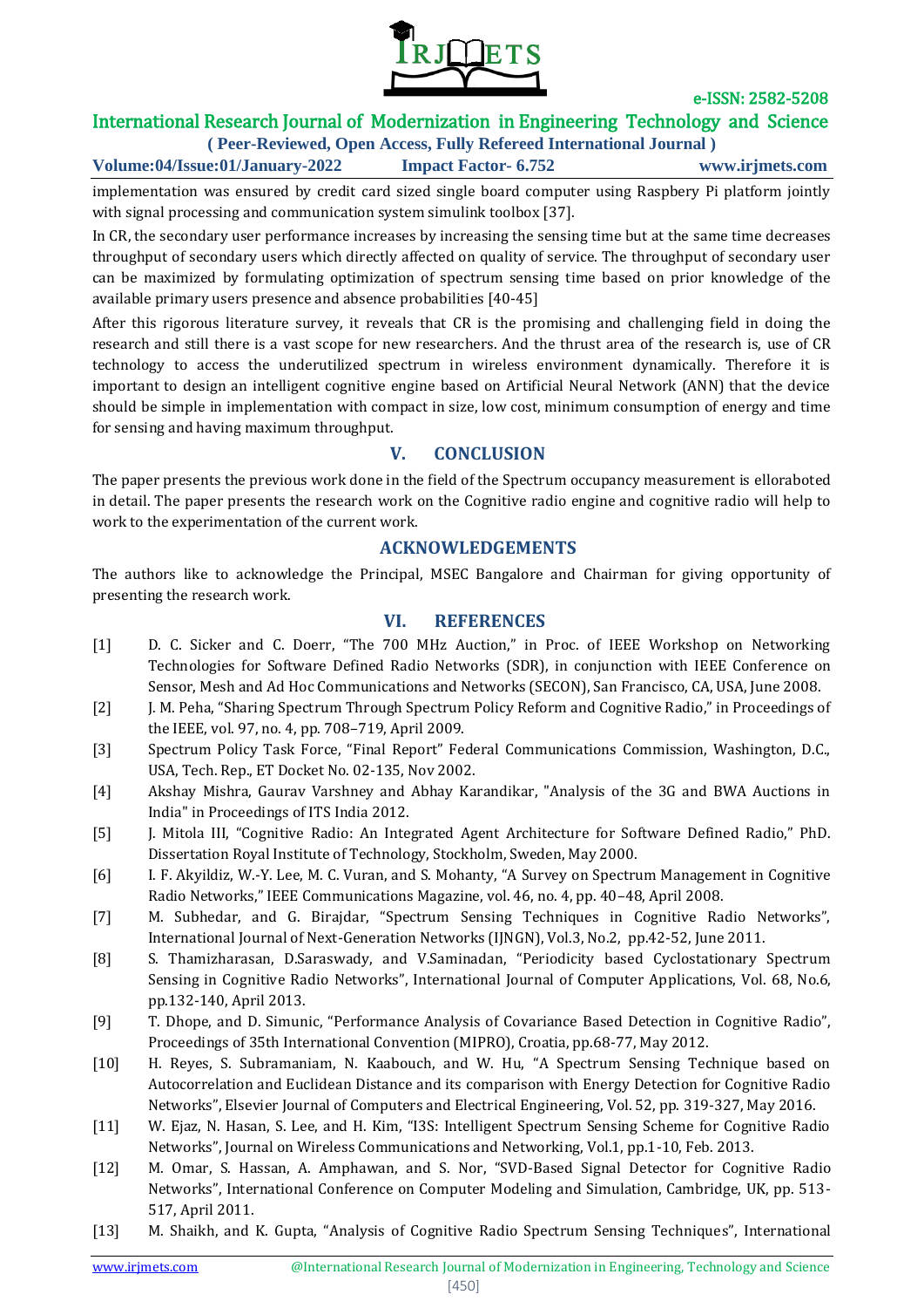implementation was ensured by credit card sized single board computer using Raspbery Pi platform jointly with signal processing and communication system simulink toolbox [37].

In CR, the secondary user performance increases by increasing the sensing time but at the same time decreases throughput of secondary users which directly affected on quality of service. The throughput of secondary user can be maximized by formulating optimization of spectrum sensing time based on prior knowledge of the available primary users presence and absence probabilities [40-45]

After this rigorous literature survey, it reveals that CR is the promising and challenging field in doing the research and still there is a vast scope for new researchers. And the thrust area of the research is, use of CR technology to access the underutilized spectrum in wireless environment dynamically. Therefore it is important to design an intelligent cognitive engine based on Artificial Neural Network (ANN) that the device should be simple in implementation with compact in size, low cost, minimum consumption of energy and time for sensing and having maximum throughput.

## V. CONCLUSION

The paper presents the previous work done in the field of the Spectrum occupancy measurement is elloraboted in detail. The paper presents the research work on the Cognitive radio engine and cognitive radio will help to work to the experimentation of the current work.

## ACKNOWLEDGEMENTS

The authors like to acknowledge the Principal, MSEC Bangalore and Chairman for giving opportunity of presenting the research work.

## VI. REFERENCES

[1] D. C. Sicker and C. Doerr, "The 700 MHz Auction," in Proc. of IEEE Workshop on Networking Technologies for Software Defined Radio Networks (SDR), in conjunction with IEEE Conference on Sensor, Mesh and Ad Hoc Communications and Networks (SECON), San Francisco, CA, USA, June 2008.

[2] J. M. Peha, "Sharing Spectrum Through Spectrum Policy Reform and Cognitive Radio," in Proceedings of the IEEE, vol. 97, no. 4, pp. 708–719, April 2009.

[3] Spectrum Policy Task Force, "Final Report" Federal Communications Commission, Washington, D.C., USA, Tech. Rep., ET Docket No. 02-135, Nov 2002.

[4] Akshay Mishra, Gaurav Varshney and Abhay Karandikar, "Analysis of the 3G and BWA Auctions in India" in Proceedings of ITS India 2012.

[5] J. Mitola III, "Cognitive Radio: An Integrated Agent Architecture for Software Defined Radio," PhD. Dissertation Royal Institute of Technology, Stockholm, Sweden, May 2000.

[6] I. F. Akyildiz, W.-Y. Lee, M. C. Vuran, and S. Mohanty, "A Survey on Spectrum Management in Cognitive Radio Networks," IEEE Communications Magazine, vol. 46, no. 4, pp. 40–48, April 2008.

[7] M. Subhedar, and G. Birajdar, "Spectrum Sensing Techniques in Cognitive Radio Networks", International Journal of Next-Generation Networks (IJNGN), Vol.3, No.2, pp.42-52, June 2011.

[8] S. Thamizharasan, D.Saraswady, and V.Saminadan, "Periodicity based Cyclostationary Spectrum Sensing in Cognitive Radio Networks", International Journal of Computer Applications, Vol. 68, No.6, pp.132-140, April 2013.

[9] T. Dhope, and D. Simunic, "Performance Analysis of Covariance Based Detection in Cognitive Radio", Proceedings of 35th International Convention (MIPRO), Croatia, pp.68-77, May 2012.

[10] H. Reyes, S. Subramaniam, N. Kaabouch, and W. Hu, "A Spectrum Sensing Technique based on Autocorrelation and Euclidean Distance and its comparison with Energy Detection for Cognitive Radio Networks", Elsevier Journal of Computers and Electrical Engineering, Vol. 52, pp. 319-327, May 2016.

[11] W. Ejaz, N. Hasan, S. Lee, and H. Kim, "I3S: Intelligent Spectrum Sensing Scheme for Cognitive Radio Networks", Journal on Wireless Communications and Networking, Vol.1, pp.1-10, Feb. 2013.

[12] M. Omar, S. Hassan, A. Amphawan, and S. Nor, "SVD-Based Signal Detector for Cognitive Radio Networks", International Conference on Computer Modeling and Simulation, Cambridge, UK, pp. 513-517, April 2011.

[13] M. Shaikh, and K. Gupta, "Analysis of Cognitive Radio Spectrum Sensing Techniques", International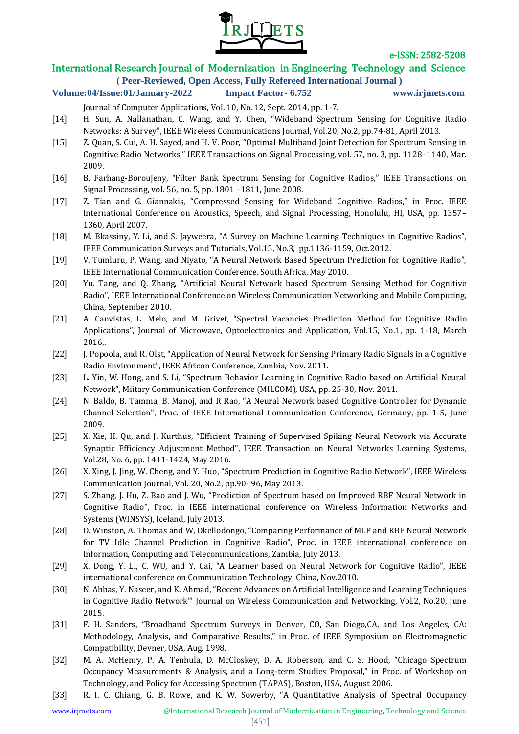Journal of Computer Applications, Vol. 10, No. 12, Sept. 2014, pp. 1-7.

[14] H. Sun, A. Nallanathan, C. Wang, and Y. Chen, "Wideband Spectrum Sensing for Cognitive Radio Networks: A Survey", IEEE Wireless Communications Journal, Vol.20, No.2, pp.74-81, April 2013.

[15] Z. Quan, S. Cui, A. H. Sayed, and H. V. Poor, "Optimal Multiband Joint Detection for Spectrum Sensing in Cognitive Radio Networks," IEEE Transactions on Signal Processing, vol. 57, no. 3, pp. 1128–1140, Mar. 2009.

[16] B. Farhang-Boroujeny, "Filter Bank Spectrum Sensing for Cognitive Radios," IEEE Transactions on Signal Processing, vol. 56, no. 5, pp. 1801 –1811, June 2008.

[17] Z. Tian and G. Giannakis, "Compressed Sensing for Wideband Cognitive Radios," in Proc. IEEE International Conference on Acoustics, Speech, and Signal Processing, Honolulu, HI, USA, pp. 1357–1360, April 2007.

[18] M. Bkassiny, Y. Li, and S. Jayweera, "A Survey on Machine Learning Techniques in Cognitive Radios", IEEE Communication Surveys and Tutorials, Vol.15, No.3, pp.1136-1159, Oct.2012.

[19] V. Tumluru, P. Wang, and Niyato, "A Neural Network Based Spectrum Prediction for Cognitive Radio", IEEE International Communication Conference, South Africa, May 2010.

[20] Yu. Tang, and Q. Zhang, "Artificial Neural Network based Spectrum Sensing Method for Cognitive Radio", IEEE International Conference on Wireless Communication Networking and Mobile Computing, China, September 2010.

[21] A. Canvistas, L. Melo, and M. Grivet, "Spectral Vacancies Prediction Method for Cognitive Radio Applications", Journal of Microwave, Optoelectronics and Application, Vol.15, No.1, pp. 1-18, March 2016,.

[22] J. Popoola, and R. Olst, "Application of Neural Network for Sensing Primary Radio Signals in a Cognitive Radio Environment", IEEE Africon Conference, Zambia, Nov. 2011.

[23] L. Yin, W. Hong, and S. Li, "Spectrum Behavior Learning in Cognitive Radio based on Artificial Neural Network", Miitary Communication Conference (MILCOM), USA, pp. 25-30, Nov. 2011.

[24] N. Baldo, B. Tamma, B. Manoj, and R Rao, "A Neural Network based Cognitive Controller for Dynamic Channel Selection", Proc. of IEEE International Communication Conference, Germany, pp. 1-5, June 2009.

[25] X. Xie, H. Qu, and J. Kurthus, "Efficient Training of Supervised Spiking Neural Network via Accurate Synaptic Efficiency Adjustment Method", IEEE Transaction on Neural Networks Learning Systems, Vol.28, No. 6, pp. 1411-1424, May 2016.

[26] X. Xing, J. Jing, W. Cheng, and Y. Huo, "Spectrum Prediction in Cognitive Radio Network", IEEE Wireless Communication Journal, Vol. 20, No.2, pp.90- 96, May 2013.

[27] S. Zhang, J. Hu, Z. Bao and J. Wu, "Prediction of Spectrum based on Improved RBF Neural Network in Cognitive Radio", Proc. in IEEE international conference on Wireless Information Networks and Systems (WINSYS), Iceland, July 2013.

[28] O. Winston, A. Thomas and W, Okellodongo, "Comparing Performance of MLP and RBF Neural Network for TV Idle Channel Prediction in Cognitive Radio", Proc. in IEEE international conference on Information, Computing and Telecommunications, Zambia, July 2013.

[29] X. Dong, Y. LI, C. WU, and Y. Cai, "A Learner based on Neural Network for Cognitive Radio", IEEE international conference on Communication Technology, China, Nov.2010.

[30] N. Abbas, Y. Naseer, and K. Ahmad, "Recent Advances on Artificial Intelligence and Learning Techniques in Cognitive Radio Network"' Journal on Wireless Communication and Networking, Vol.2, No.20, June 2015.

[31] F. H. Sanders, "Broadband Spectrum Surveys in Denver, CO, San Diego,CA, and Los Angeles, CA: Methodology, Analysis, and Comparative Results," in Proc. of IEEE Symposium on Electromagnetic Compatibility, Devner, USA, Aug. 1998.

[32] M. A. McHenry, P. A. Tenhula, D. McCloskey, D. A. Roberson, and C. S. Hood, "Chicago Spectrum Occupancy Measurements & Analysis, and a Long-term Studies Proposal," in Proc. of Workshop on Technology, and Policy for Accessing Spectrum (TAPAS), Boston, USA, August 2006.

[33] R. I. C. Chiang, G. B. Rowe, and K. W. Sowerby, "A Quantitative Analysis of Spectral Occupancy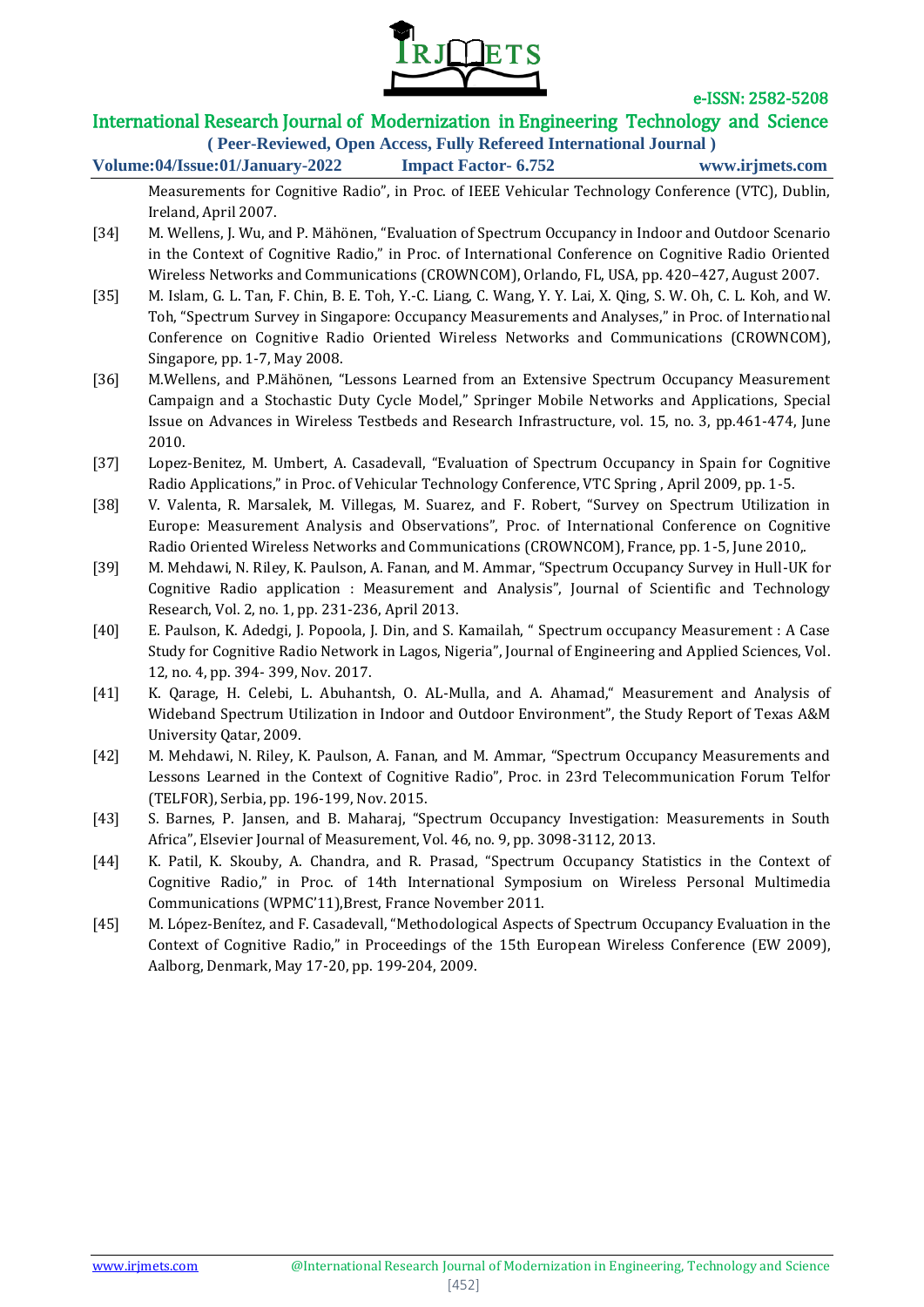Measurements for Cognitive Radio", in Proc. of IEEE Vehicular Technology Conference (VTC), Dublin, Ireland, April 2007.

[34] M. Wellens, J. Wu, and P. Mähönen, "Evaluation of Spectrum Occupancy in Indoor and Outdoor Scenario in the Context of Cognitive Radio," in Proc. of International Conference on Cognitive Radio Oriented Wireless Networks and Communications (CROWNCOM), Orlando, FL, USA, pp. 420–427, August 2007.

[35] M. Islam, G. L. Tan, F. Chin, B. E. Toh, Y.-C. Liang, C. Wang, Y. Y. Lai, X. Qing, S. W. Oh, C. L. Koh, and W. Toh, "Spectrum Survey in Singapore: Occupancy Measurements and Analyses," in Proc. of International Conference on Cognitive Radio Oriented Wireless Networks and Communications (CROWNCOM), Singapore, pp. 1-7, May 2008.

[36] M.Wellens, and P.Mähönen, "Lessons Learned from an Extensive Spectrum Occupancy Measurement Campaign and a Stochastic Duty Cycle Model," Springer Mobile Networks and Applications, Special Issue on Advances in Wireless Testbeds and Research Infrastructure, vol. 15, no. 3, pp.461-474, June 2010.

[37] Lopez-Benitez, M. Umbert, A. Casadevall, "Evaluation of Spectrum Occupancy in Spain for Cognitive Radio Applications," in Proc. of Vehicular Technology Conference, VTC Spring , April 2009, pp. 1-5.

[38] V. Valenta, R. Marsalek, M. Villegas, M. Suarez, and F. Robert, "Survey on Spectrum Utilization in Europe: Measurement Analysis and Observations", Proc. of International Conference on Cognitive Radio Oriented Wireless Networks and Communications (CROWNCOM), France, pp. 1-5, June 2010,.

[39] M. Mehdawi, N. Riley, K. Paulson, A. Fanan, and M. Ammar, "Spectrum Occupancy Survey in Hull-UK for Cognitive Radio application : Measurement and Analysis", Journal of Scientific and Technology Research, Vol. 2, no. 1, pp. 231-236, April 2013.

[40] E. Paulson, K. Adedgi, J. Popoola, J. Din, and S. Kamailah, " Spectrum occupancy Measurement : A Case Study for Cognitive Radio Network in Lagos, Nigeria", Journal of Engineering and Applied Sciences, Vol. 12, no. 4, pp. 394- 399, Nov. 2017.

[41] K. Qarage, H. Celebi, L. Abuhantsh, O. AL-Mulla, and A. Ahamad," Measurement and Analysis of Wideband Spectrum Utilization in Indoor and Outdoor Environment", the Study Report of Texas A&M University Qatar, 2009.

[42] M. Mehdawi, N. Riley, K. Paulson, A. Fanan, and M. Ammar, "Spectrum Occupancy Measurements and Lessons Learned in the Context of Cognitive Radio", Proc. in 23rd Telecommunication Forum Telfor (TELFOR), Serbia, pp. 196-199, Nov. 2015.

[43] S. Barnes, P. Jansen, and B. Maharaj, "Spectrum Occupancy Investigation: Measurements in South Africa", Elsevier Journal of Measurement, Vol. 46, no. 9, pp. 3098-3112, 2013.

[44] K. Patil, K. Skouby, A. Chandra, and R. Prasad, "Spectrum Occupancy Statistics in the Context of Cognitive Radio," in Proc. of 14th International Symposium on Wireless Personal Multimedia Communications (WPMC'11),Brest, France November 2011.

[45] M. López-Benítez, and F. Casadevall, "Methodological Aspects of Spectrum Occupancy Evaluation in the Context of Cognitive Radio," in Proceedings of the 15th European Wireless Conference (EW 2009), Aalborg, Denmark, May 17-20, pp. 199-204, 2009.